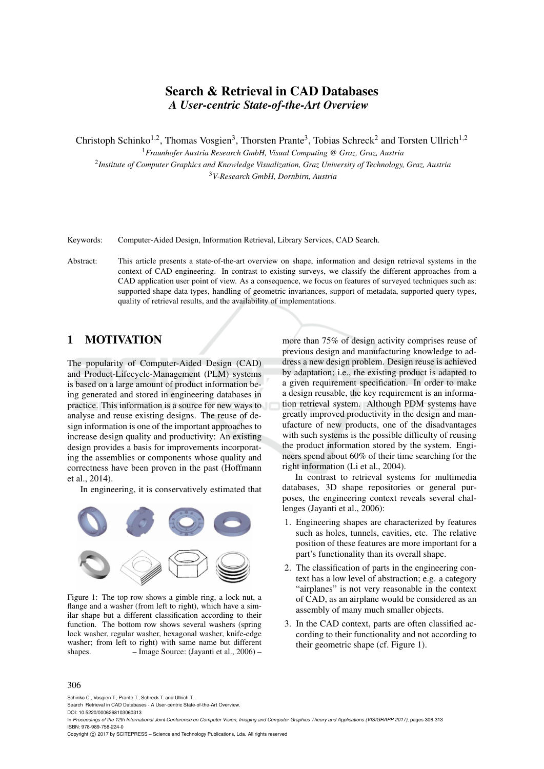# Search & Retrieval in CAD Databases

## *A User-centric State-of-the-Art Overview*

Christoph Schinko[1,2], Thomas Vosgien[3], Thorsten Prante[3], Tobias Schreck[2] and Torsten Ullrich[1,2]

[1]*Fraunhofer Austria Research GmbH, Visual Computing @ Graz, Graz, Austria*

[2]*Institute of Computer Graphics and Knowledge Visualization, Graz University of Technology, Graz, Austria*

[3]*V-Research GmbH, Dornbirn, Austria*

Keywords: Computer-Aided Design, Information Retrieval, Library Services, CAD Search.

Abstract: This article presents a state-of-the-art overview on shape, information and design retrieval systems in the context of CAD engineering. In contrast to existing surveys, we classify the different approaches from a CAD application user point of view. As a consequence, we focus on features of surveyed techniques such as: supported shape data types, handling of geometric invariances, support of metadata, supported query types, quality of retrieval results, and the availability of implementations.

## 1 MOTIVATION

The popularity of Computer-Aided Design (CAD) and Product-Lifecycle-Management (PLM) systems is based on a large amount of product information being generated and stored in engineering databases in practice. This information is a source for new ways to analyse and reuse existing designs. The reuse of design information is one of the important approaches to increase design quality and productivity: An existing design provides a basis for improvements incorporating the assemblies or components whose quality and correctness have been proven in the past (Hoffmann et al., 2014).

In engineering, it is conservatively estimated that more than 75% of design activity comprises reuse of previous design and manufacturing knowledge to address a new design problem. Design reuse is achieved by adaptation; i.e., the existing product is adapted to a given requirement specification. In order to make a design reusable, the key requirement is an information retrieval system. Although PDM systems have greatly improved productivity in the design and manufacture of new products, one of the disadvantages with such systems is the possible difficulty of reusing the product information stored by the system. Engineers spend about 60% of their time searching for the right information (Li et al., 2004).

Figure 1: The top row shows a gimble ring, a lock nut, a flange and a washer (from left to right), which have a similar shape but a different classification according to their function. The bottom row shows several washers (spring lock washer, regular washer, hexagonal washer, knife-edge washer; from left to right) with same name but different shapes. – Image Source: (Jayanti et al., 2006) –

In contrast to retrieval systems for multimedia databases, 3D shape repositories or general purposes, the engineering context reveals several challenges (Jayanti et al., 2006):

1. Engineering shapes are characterized by features such as holes, tunnels, cavities, etc. The relative position of these features are more important for a part's functionality than its overall shape.
2. The classification of parts in the engineering context has a low level of abstraction; e.g. a category "airplanes" is not very reasonable in the context of CAD, as an airplane would be considered as an assembly of many much smaller objects.
3. In the CAD context, parts are often classified according to their functionality and not according to their geometric shape (cf. Figure 1).

Schinko C., Vosgien T., Prante T., Schreck T. and Ullrich T.
Search Retrieval in CAD Databases - A User-centric State-of-the-Art Overview.
DOI: 10.5220/0006268103060313
In *Proceedings of the 12th International Joint Conference on Computer Vision, Imaging and Computer Graphics Theory and Applications (VISIGRAPP 2017)*, pages 306-313
ISBN: 978-989-758-224-0
Copyright © 2017 by SCITEPRESS – Science and Technology Publications, Lda. All rights reserved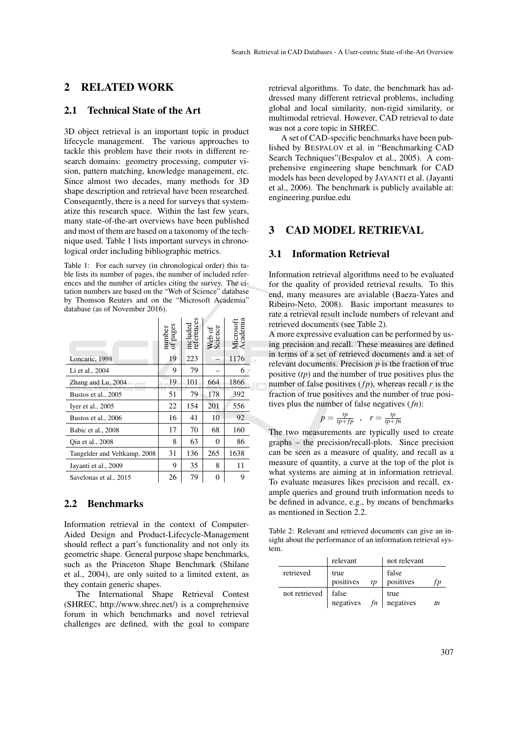## 2 RELATED WORK

### 2.1 Technical State of the Art

3D object retrieval is an important topic in product lifecycle management. The various approaches to tackle this problem have their roots in different research domains: geometry processing, computer vision, pattern matching, knowledge management, etc. Since almost two decades, many methods for 3D shape description and retrieval have been researched. Consequently, there is a need for surveys that systematize this research space. Within the last few years, many state-of-the-art overviews have been published and most of them are based on a taxonomy of the technique used. Table 1 lists important surveys in chronological order including bibliographic metrics.

Table 1: For each survey (in chronological order) this table lists its number of pages, the number of included references and the number of articles citing the survey. The citation numbers are based on the "Web of Science" database by Thomson Reuters and on the "Microsoft Academia" database (as of November 2016).

| | number of pages | included references | Web of Science | Microsoft Academia |
|---|---|---|---|---|
| Loncaric, 1998 | 19 | 223 | – | 1176 |
| Li et al., 2004 | 9 | 79 | – | 6 |
| Zhang and Lu, 2004 | 19 | 101 | 664 | 1866 |
| Bustos et al., 2005 | 51 | 79 | 178 | 392 |
| Iyer et al., 2005 | 22 | 154 | 201 | 556 |
| Bustos et al., 2006 | 16 | 41 | 10 | 92 |
| Babic et al., 2008 | 17 | 70 | 68 | 160 |
| Qin et al., 2008 | 8 | 63 | 0 | 86 |
| Tangelder and Veltkamp, 2008 | 31 | 136 | 265 | 1638 |
| Jayanti et al., 2009 | 9 | 35 | 8 | 11 |
| Savelonas et al., 2015 | 26 | 79 | 0 | 9 |

### 2.2 Benchmarks

Information retrieval in the context of Computer-Aided Design and Product-Lifecycle-Management should reflect a part's functionality and not only its geometric shape. General purpose shape benchmarks, such as the Princeton Shape Benchmark (Shilane et al., 2004), are only suited to a limited extent, as they contain generic shapes.

The International Shape Retrieval Contest (SHREC, http://www.shrec.net/) is a comprehensive forum in which benchmarks and novel retrieval challenges are defined, with the goal to compare retrieval algorithms. To date, the benchmark has addressed many different retrieval problems, including global and local similarity, non-rigid similarity, or multimodal retrieval. However, CAD retrieval to date was not a core topic in SHREC.

A set of CAD-specific benchmarks have been published by BESPALOV et al. in "Benchmarking CAD Search Techniques"(Bespalov et al., 2005). A comprehensive engineering shape benchmark for CAD models has been developed by JAYANTI et al. (Jayanti et al., 2006). The benchmark is publicly available at: engineering.purdue.edu

## 3 CAD MODEL RETRIEVAL

### 3.1 Information Retrieval

Information retrieval algorithms need to be evaluated for the quality of provided retrieval results. To this end, many measures are avialable (Baeza-Yates and Ribeiro-Neto, 2008). Basic important measures to rate a retrieval result include numbers of relevant and retrieved documents (see Table 2).

A more expressive evaluation can be performed by using precision and recall. These measures are defined in terms of a set of retrieved documents and a set of relevant documents. Precision $p$ is the fraction of true positive ($tp$) and the number of true positives plus the number of false positives ($fp$), whereas recall $r$ is the fraction of true positives and the number of true positives plus the number of false negatives ($fn$):

$$p = \frac{tp}{tp+fp} \quad , \quad r = \frac{tp}{tp+fn}$$

The two measurements are typically used to create graphs – the precision/recall-plots. Since precision can be seen as a measure of quality, and recall as a measure of quantity, a curve at the top of the plot is what systems are aiming at in information retrieval. To evaluate measures likes precision and recall, example queries and ground truth information needs to be defined in advance, e.g., by means of benchmarks as mentioned in Section 2.2.

Table 2: Relevant and retrieved documents can give an insight about the performance of an information retrieval system.

| | relevant | not relevant |
|---|---|---|
| retrieved | true positives $tp$ | false positives $fp$ |
| not retrieved | false negatives $fn$ | true negatives $tn$ |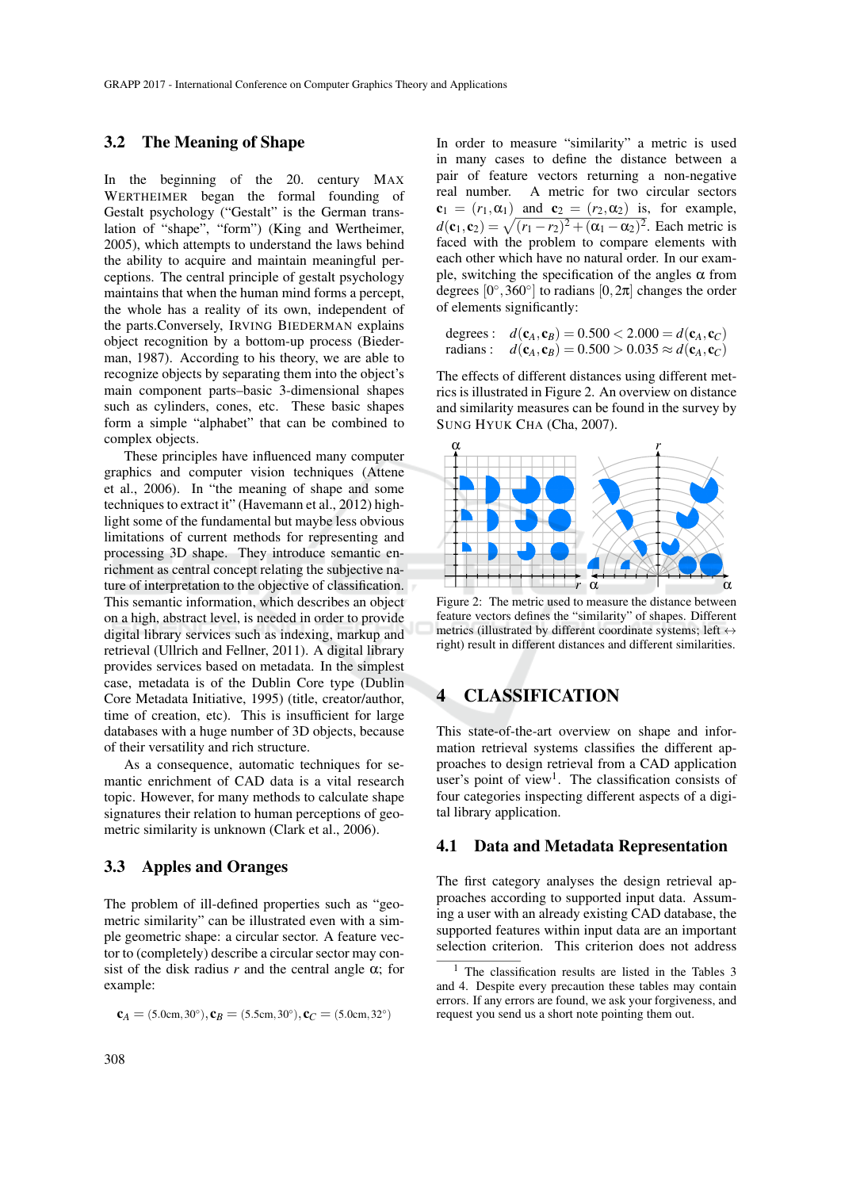### 3.2 The Meaning of Shape

In the beginning of the 20. century MAX WERTHEIMER began the formal founding of Gestalt psychology ("Gestalt" is the German translation of "shape", "form") (King and Wertheimer, 2005), which attempts to understand the laws behind the ability to acquire and maintain meaningful perceptions. The central principle of gestalt psychology maintains that when the human mind forms a percept, the whole has a reality of its own, independent of the parts.Conversely, IRVING BIEDERMAN explains object recognition by a bottom-up process (Biederman, 1987). According to his theory, we are able to recognize objects by separating them into the object's main component parts–basic 3-dimensional shapes such as cylinders, cones, etc. These basic shapes form a simple "alphabet" that can be combined to complex objects.

These principles have influenced many computer graphics and computer vision techniques (Attene et al., 2006). In "the meaning of shape and some techniques to extract it" (Havemann et al., 2012) highlight some of the fundamental but maybe less obvious limitations of current methods for representing and processing 3D shape. They introduce semantic enrichment as central concept relating the subjective nature of interpretation to the objective of classification. This semantic information, which describes an object on a high, abstract level, is needed in order to provide digital library services such as indexing, markup and retrieval (Ullrich and Fellner, 2011). A digital library provides services based on metadata. In the simplest case, metadata is of the Dublin Core type (Dublin Core Metadata Initiative, 1995) (title, creator/author, time of creation, etc). This is insufficient for large databases with a huge number of 3D objects, because of their versatility and rich structure.

As a consequence, automatic techniques for semantic enrichment of CAD data is a vital research topic. However, for many methods to calculate shape signatures their relation to human perceptions of geometric similarity is unknown (Clark et al., 2006).

### 3.3 Apples and Oranges

The problem of ill-defined properties such as "geometric similarity" can be illustrated even with a simple geometric shape: a circular sector. A feature vector to (completely) describe a circular sector may consist of the disk radius $r$ and the central angle $\alpha$; for example:

$$\mathbf{c}_A = (5.0\text{cm}, 30^\circ), \mathbf{c}_B = (5.5\text{cm}, 30^\circ), \mathbf{c}_C = (5.0\text{cm}, 32^\circ)$$

In order to measure "similarity" a metric is used in many cases to define the distance between a pair of feature vectors returning a non-negative real number. A metric for two circular sectors $\mathbf{c}_1 = (r_1, \alpha_1)$ and $\mathbf{c}_2 = (r_2, \alpha_2)$ is, for example, $d(\mathbf{c}_1, \mathbf{c}_2) = \sqrt{(r_1 - r_2)^2 + (\alpha_1 - \alpha_2)^2}$. Each metric is faced with the problem to compare elements with each other which have no natural order. In our example, switching the specification of the angles $\alpha$ from degrees $[0^\circ, 360^\circ]$ to radians $[0, 2\pi]$ changes the order of elements significantly:

$$\begin{aligned} \text{degrees}: \quad & d(\mathbf{c}_A, \mathbf{c}_B) = 0.500 < 2.000 = d(\mathbf{c}_A, \mathbf{c}_C) \\ \text{radians}: \quad & d(\mathbf{c}_A, \mathbf{c}_B) = 0.500 > 0.035 \approx d(\mathbf{c}_A, \mathbf{c}_C) \end{aligned}$$

The effects of different distances using different metrics is illustrated in Figure 2. An overview on distance and similarity measures can be found in the survey by SUNG HYUK CHA (Cha, 2007).

Figure 2: The metric used to measure the distance between feature vectors defines the "similarity" of shapes. Different metrics (illustrated by different coordinate systems; left ↔ right) result in different distances and different similarities.

## 4 CLASSIFICATION

This state-of-the-art overview on shape and information retrieval systems classifies the different approaches to design retrieval from a CAD application user's point of view[1]. The classification consists of four categories inspecting different aspects of a digital library application.

### 4.1 Data and Metadata Representation

The first category analyses the design retrieval approaches according to supported input data. Assuming a user with an already existing CAD database, the supported features within input data are an important selection criterion. This criterion does not address

[1] The classification results are listed in the Tables 3 and 4. Despite every precaution these tables may contain errors. If any errors are found, we ask your forgiveness, and request you send us a short note pointing them out.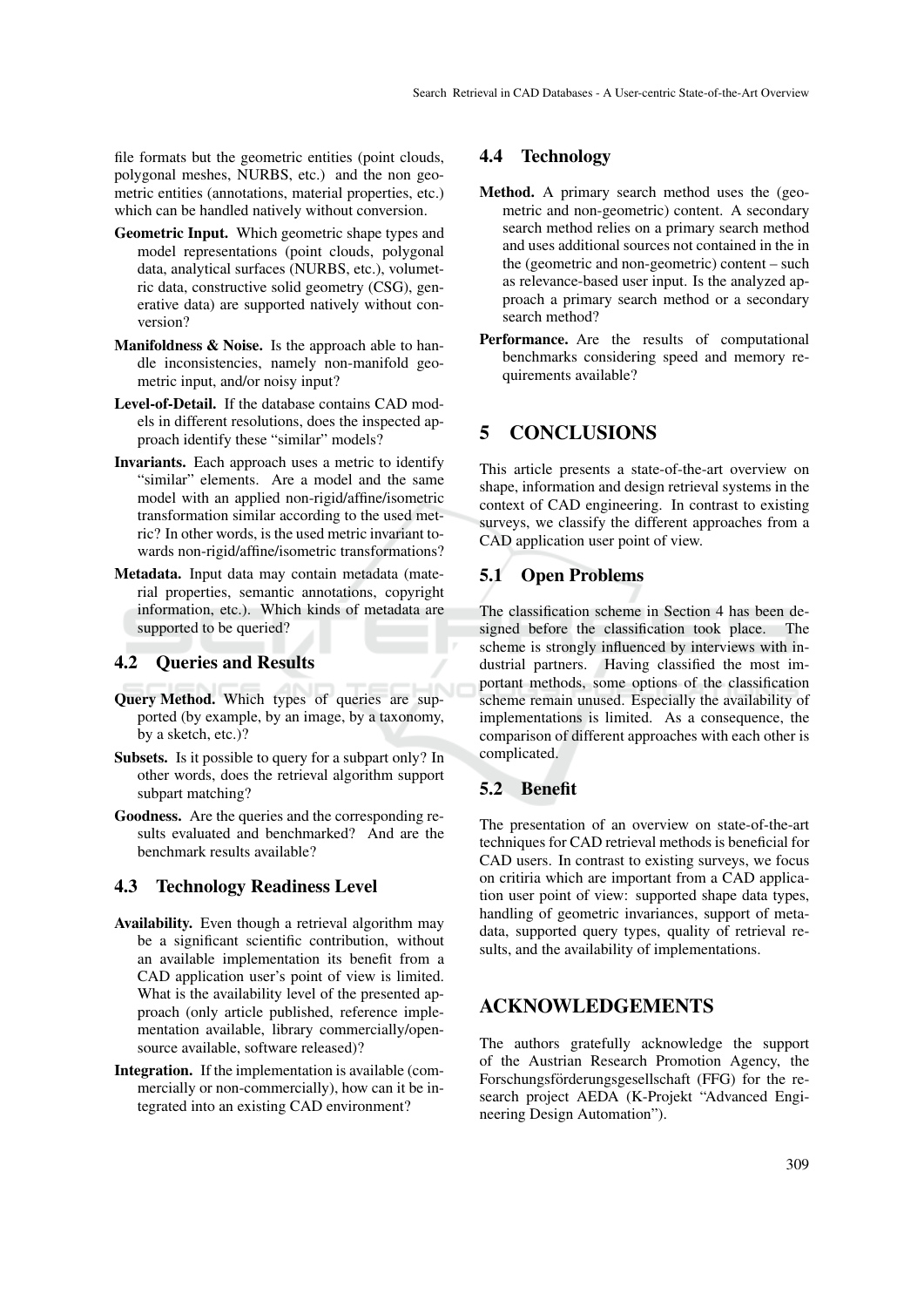file formats but the geometric entities (point clouds, polygonal meshes, NURBS, etc.) and the non geometric entities (annotations, material properties, etc.) which can be handled natively without conversion.

**Geometric Input.** Which geometric shape types and model representations (point clouds, polygonal data, analytical surfaces (NURBS, etc.), volumetric data, constructive solid geometry (CSG), generative data) are supported natively without conversion?

**Manifoldness & Noise.** Is the approach able to handle inconsistencies, namely non-manifold geometric input, and/or noisy input?

**Level-of-Detail.** If the database contains CAD models in different resolutions, does the inspected approach identify these "similar" models?

**Invariants.** Each approach uses a metric to identify "similar" elements. Are a model and the same model with an applied non-rigid/affine/isometric transformation similar according to the used metric? In other words, is the used metric invariant towards non-rigid/affine/isometric transformations?

**Metadata.** Input data may contain metadata (material properties, semantic annotations, copyright information, etc.). Which kinds of metadata are supported to be queried?

### 4.2 Queries and Results

**Query Method.** Which types of queries are supported (by example, by an image, by a taxonomy, by a sketch, etc.)?

**Subsets.** Is it possible to query for a subpart only? In other words, does the retrieval algorithm support subpart matching?

**Goodness.** Are the queries and the corresponding results evaluated and benchmarked? And are the benchmark results available?

### 4.3 Technology Readiness Level

**Availability.** Even though a retrieval algorithm may be a significant scientific contribution, without an available implementation its benefit from a CAD application user's point of view is limited. What is the availability level of the presented approach (only article published, reference implementation available, library commercially/open-source available, software released)?

**Integration.** If the implementation is available (commercially or non-commercially), how can it be integrated into an existing CAD environment?

### 4.4 Technology

**Method.** A primary search method uses the (geometric and non-geometric) content. A secondary search method relies on a primary search method and uses additional sources not contained in the in the (geometric and non-geometric) content – such as relevance-based user input. Is the analyzed approach a primary search method or a secondary search method?

**Performance.** Are the results of computational benchmarks considering speed and memory requirements available?

## 5 CONCLUSIONS

This article presents a state-of-the-art overview on shape, information and design retrieval systems in the context of CAD engineering. In contrast to existing surveys, we classify the different approaches from a CAD application user point of view.

### 5.1 Open Problems

The classification scheme in Section 4 has been designed before the classification took place. The scheme is strongly influenced by interviews with industrial partners. Having classified the most important methods, some options of the classification scheme remain unused. Especially the availability of implementations is limited. As a consequence, the comparison of different approaches with each other is complicated.

### 5.2 Benefit

The presentation of an overview on state-of-the-art techniques for CAD retrieval methods is beneficial for CAD users. In contrast to existing surveys, we focus on critiria which are important from a CAD application user point of view: supported shape data types, handling of geometric invariances, support of metadata, supported query types, quality of retrieval results, and the availability of implementations.

## ACKNOWLEDGEMENTS

The authors gratefully acknowledge the support of the Austrian Research Promotion Agency, the Forschungsförderungsgesellschaft (FFG) for the research project AEDA (K-Projekt "Advanced Engineering Design Automation").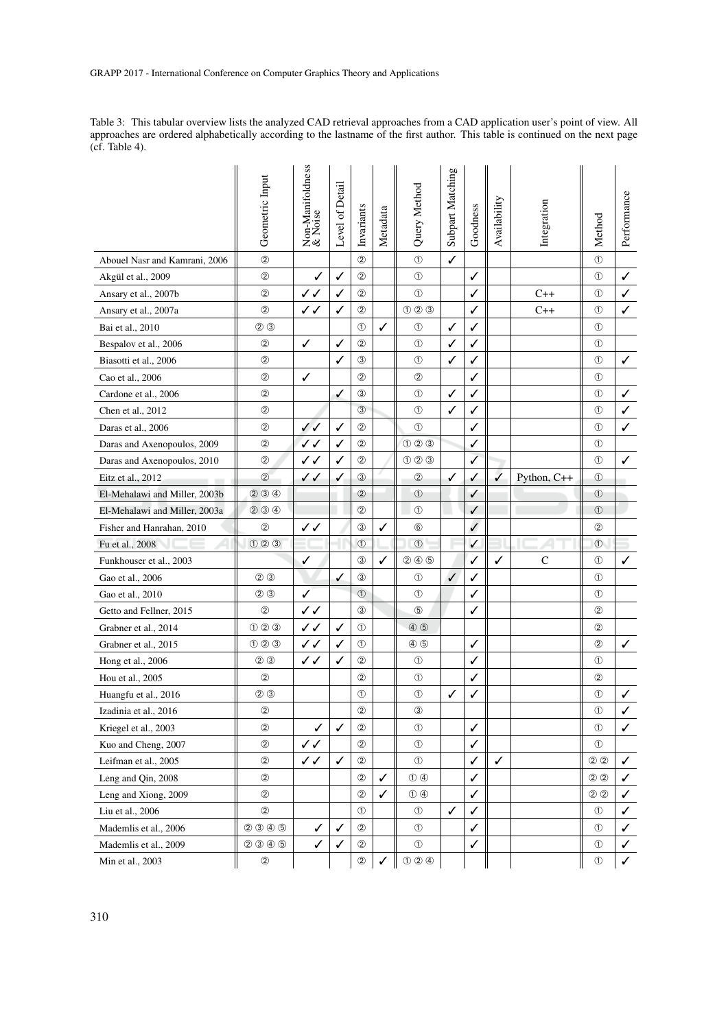Table 3: This tabular overview lists the analyzed CAD retrieval approaches from a CAD application user's point of view. All approaches are ordered alphabetically according to the lastname of the first author. This table is continued on the next page (cf. Table 4).

| | Geometric Input | Non-Manifoldness & Noise | Level of Detail | Invariants | Metadata | Query Method | Subpart Matching | Goodness | Availability | Integration | Method | Performance |
|---|---|---|---|---|---|---|---|---|---|---|---|---|
| Abouel Nasr and Kamrani, 2006 | ② | | | ② | | ① | ✓ | | | | ① | |
| Akgül et al., 2009 | ② | ✓ | ✓ | ② | | ① | | ✓ | | | ① | ✓ |
| Ansary et al., 2007b | ② | ✓✓ | ✓ | ② | | ① | | ✓ | | C++ | ① | ✓ |
| Ansary et al., 2007a | ② | ✓✓ | ✓ | ② | | ① ② ③ | | ✓ | | C++ | ① | ✓ |
| Bai et al., 2010 | ② ③ | | | ① | ✓ | ① | ✓ | ✓ | | | ① | |
| Bespalov et al., 2006 | ② | ✓ | ✓ | ② | | ① | ✓ | ✓ | | | ① | |
| Biasotti et al., 2006 | ② | | ✓ | ③ | | ① | ✓ | ✓ | | | ① | ✓ |
| Cao et al., 2006 | ② | ✓ | | ② | | ② | | ✓ | | | ① | |
| Cardone et al., 2006 | ② | | ✓ | ③ | | ① | ✓ | ✓ | | | ① | ✓ |
| Chen et al., 2012 | ② | | | ③ | | ① | ✓ | ✓ | | | ① | ✓ |
| Daras et al., 2006 | ② | ✓✓ | ✓ | ② | | ① | | ✓ | | | ① | ✓ |
| Daras and Axenopoulos, 2009 | ② | ✓✓ | ✓ | ② | | ① ② ③ | | ✓ | | | ① | |
| Daras and Axenopoulos, 2010 | ② | ✓✓ | ✓ | ② | | ① ② ③ | | ✓ | | | ① | ✓ |
| Eitz et al., 2012 | ② | ✓✓ | ✓ | ③ | | ② | ✓ | ✓ | ✓ | Python, C++ | ① | |
| El-Mehalawi and Miller, 2003b | ② ③ ④ | | | ② | | ① | | ✓ | | | ① | |
| El-Mehalawi and Miller, 2003a | ② ③ ④ | | | ② | | ① | | ✓ | | | ① | |
| Fisher and Hanrahan, 2010 | ② | ✓✓ | | ③ | ✓ | ⑥ | | ✓ | | | ② | |
| Fu et al., 2008 | ① ② ③ | | | ① | | ① | | ✓ | | | ① | |
| Funkhouser et al., 2003 | | ✓ | | ③ | ✓ | ② ④ ⑤ | | ✓ | ✓ | C | ① | ✓ |
| Gao et al., 2006 | ② ③ | | ✓ | ③ | | ① | ✓ | ✓ | | | ① | |
| Gao et al., 2010 | ② ③ | ✓ | | ① | | ① | | ✓ | | | ① | |
| Getto and Fellner, 2015 | ② | ✓✓ | | ③ | | ⑤ | | ✓ | | | ② | |
| Grabner et al., 2014 | ① ② ③ | ✓✓ | ✓ | ① | | ④ ⑤ | | | | | ② | |
| Grabner et al., 2015 | ① ② ③ | ✓✓ | ✓ | ① | | ④ ⑤ | | ✓ | | | ② | ✓ |
| Hong et al., 2006 | ② ③ | ✓✓ | ✓ | ② | | ① | | ✓ | | | ① | |
| Hou et al., 2005 | ② | | | ② | | ① | | ✓ | | | ② | |
| Huangfu et al., 2016 | ② ③ | | | ① | | ① | ✓ | ✓ | | | ① | ✓ |
| Izadinia et al., 2016 | ② | | | ② | | ③ | | | | | ① | ✓ |
| Kriegel et al., 2003 | ② | ✓ | ✓ | ② | | ① | | ✓ | | | ① | ✓ |
| Kuo and Cheng, 2007 | ② | ✓✓ | | ② | | ① | | ✓ | | | ① | |
| Leifman et al., 2005 | ② | ✓✓ | ✓ | ② | | ① | | ✓ | ✓ | | ② ② | ✓ |
| Leng and Qin, 2008 | ② | | | ② | ✓ | ① ④ | | ✓ | | | ② ② | ✓ |
| Leng and Xiong, 2009 | ② | | | ② | ✓ | ① ④ | | ✓ | | | ② ② | ✓ |
| Liu et al., 2006 | ② | | | ① | | ① | ✓ | ✓ | | | ① | ✓ |
| Mademlis et al., 2006 | ② ③ ④ ⑤ | ✓ | ✓ | ② | | ① | | ✓ | | | ① | ✓ |
| Mademlis et al., 2009 | ② ③ ④ ⑤ | ✓ | ✓ | ② | | ① | | ✓ | | | ① | ✓ |
| Min et al., 2003 | ② | | | ② | ✓ | ① ② ④ | | | | | ① | ✓ |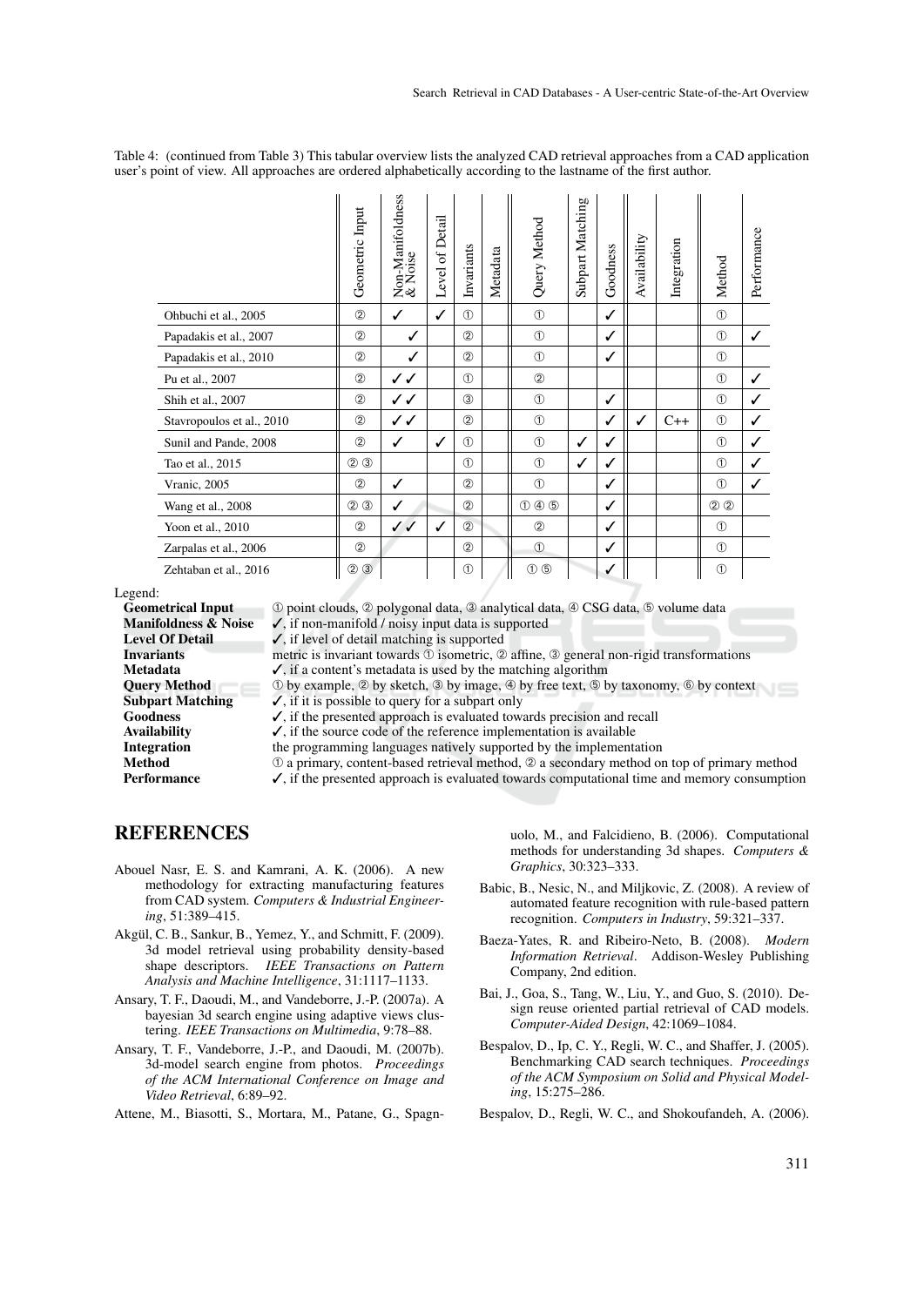Table 4: (continued from Table 3) This tabular overview lists the analyzed CAD retrieval approaches from a CAD application user's point of view. All approaches are ordered alphabetically according to the lastname of the first author.

| | Geometric Input | Non-Manifoldness & Noise | Level of Detail | Invariants | Metadata | Query Method | Subpart Matching | Goodness | Availability | Integration | Method | Performance |
|---|---|---|---|---|---|---|---|---|---|---|---|---|
| Ohbuchi et al., 2005 | ② | ✓ | ✓ | ① | | ① | | ✓ | | | ① | |
| Papadakis et al., 2007 | ② | ✓ | | ② | | ① | | ✓ | | | ① | ✓ |
| Papadakis et al., 2010 | ② | ✓ | | ② | | ① | | ✓ | | | ① | |
| Pu et al., 2007 | ② | ✓✓ | | ① | | ② | | | | | ① | ✓ |
| Shih et al., 2007 | ② | ✓✓ | | ③ | | ① | | ✓ | | | ① | ✓ |
| Stavropoulos et al., 2010 | ② | ✓✓ | | ② | | ① | | ✓ | ✓ | C++ | ① | ✓ |
| Sunil and Pande, 2008 | ② | ✓ | ✓ | ① | | ① | ✓ | ✓ | | | ① | ✓ |
| Tao et al., 2015 | ② ③ | | | ① | | ① | ✓ | ✓ | | | ① | ✓ |
| Vranic, 2005 | ② | ✓ | | ② | | ① | | ✓ | | | ① | ✓ |
| Wang et al., 2008 | ② ③ | ✓ | | ② | | ① ④ ⑤ | | ✓ | | | ② ② | |
| Yoon et al., 2010 | ② | ✓✓ | ✓ | ② | | ② | | ✓ | | | ① | |
| Zarpalas et al., 2006 | ② | | | ② | | ① | | ✓ | | | ① | |
| Zehtaban et al., 2016 | ② ③ | | | ① | | ① ⑤ | | ✓ | | | ① | |

Legend:

| | |
|---|---|
| **Geometrical Input** | ① point clouds, ② polygonal data, ③ analytical data, ④ CSG data, ⑤ volume data |
| **Manifoldness & Noise** | ✓, if non-manifold / noisy input data is supported |
| **Level Of Detail** | ✓, if level of detail matching is supported |
| **Invariants** | metric is invariant towards ① isometric, ② affine, ③ general non-rigid transformations |
| **Metadata** | ✓, if a content's metadata is used by the matching algorithm |
| **Query Method** | ① by example, ② by sketch, ③ by image, ④ by free text, ⑤ by taxonomy, ⑥ by context |
| **Subpart Matching** | ✓, if it is possible to query for a subpart only |
| **Goodness** | ✓, if the presented approach is evaluated towards precision and recall |
| **Availability** | ✓, if the source code of the reference implementation is available |
| **Integration** | the programming languages natively supported by the implementation |
| **Method** | ① a primary, content-based retrieval method, ② a secondary method on top of primary method |
| **Performance** | ✓, if the presented approach is evaluated towards computational time and memory consumption |

## REFERENCES

Abouel Nasr, E. S. and Kamrani, A. K. (2006). A new methodology for extracting manufacturing features from CAD system. *Computers & Industrial Engineering*, 51:389–415.

Akgül, C. B., Sankur, B., Yemez, Y., and Schmitt, F. (2009). 3d model retrieval using probability density-based shape descriptors. *IEEE Transactions on Pattern Analysis and Machine Intelligence*, 31:1117–1133.

Ansary, T. F., Daoudi, M., and Vandeborre, J.-P. (2007a). A bayesian 3d search engine using adaptive views clustering. *IEEE Transactions on Multimedia*, 9:78–88.

Ansary, T. F., Vandeborre, J.-P., and Daoudi, M. (2007b). 3d-model search engine from photos. *Proceedings of the ACM International Conference on Image and Video Retrieval*, 6:89–92.

Attene, M., Biasotti, S., Mortara, M., Patane, G., Spagnuolo, M., and Falcidieno, B. (2006). Computational methods for understanding 3d shapes. *Computers & Graphics*, 30:323–333.

Babic, B., Nesic, N., and Miljkovic, Z. (2008). A review of automated feature recognition with rule-based pattern recognition. *Computers in Industry*, 59:321–337.

Baeza-Yates, R. and Ribeiro-Neto, B. (2008). *Modern Information Retrieval*. Addison-Wesley Publishing Company, 2nd edition.

Bai, J., Goa, S., Tang, W., Liu, Y., and Guo, S. (2010). Design reuse oriented partial retrieval of CAD models. *Computer-Aided Design*, 42:1069–1084.

Bespalov, D., Ip, C. Y., Regli, W. C., and Shaffer, J. (2005). Benchmarking CAD search techniques. *Proceedings of the ACM Symposium on Solid and Physical Modeling*, 15:275–286.

Bespalov, D., Regli, W. C., and Shokoufandeh, A. (2006).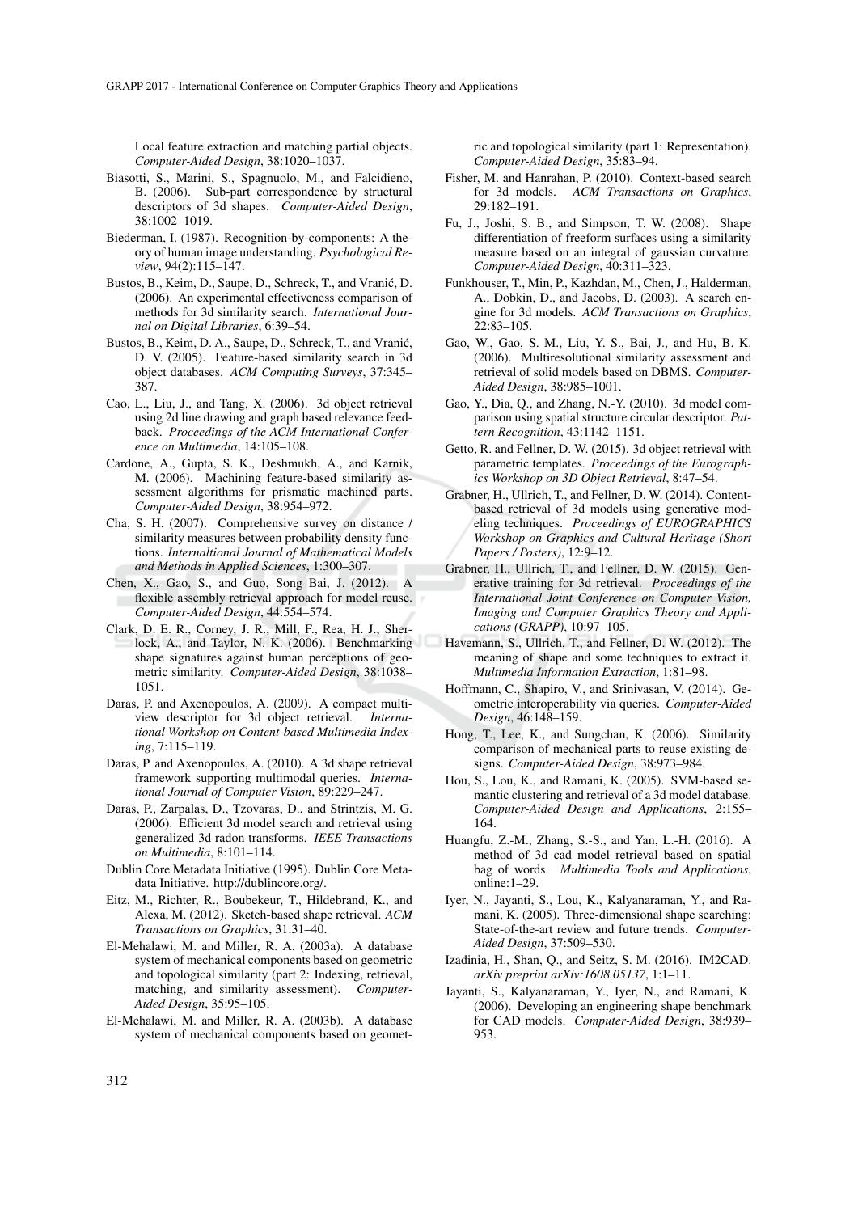Local feature extraction and matching partial objects. *Computer-Aided Design*, 38:1020–1037.

Biasotti, S., Marini, S., Spagnuolo, M., and Falcidieno, B. (2006). Sub-part correspondence by structural descriptors of 3d shapes. *Computer-Aided Design*, 38:1002–1019.

Biederman, I. (1987). Recognition-by-components: A theory of human image understanding. *Psychological Review*, 94(2):115–147.

Bustos, B., Keim, D., Saupe, D., Schreck, T., and Vranić, D. (2006). An experimental effectiveness comparison of methods for 3d similarity search. *International Journal on Digital Libraries*, 6:39–54.

Bustos, B., Keim, D. A., Saupe, D., Schreck, T., and Vranić, D. V. (2005). Feature-based similarity search in 3d object databases. *ACM Computing Surveys*, 37:345–387.

Cao, L., Liu, J., and Tang, X. (2006). 3d object retrieval using 2d line drawing and graph based relevance feedback. *Proceedings of the ACM International Conference on Multimedia*, 14:105–108.

Cardone, A., Gupta, S. K., Deshmukh, A., and Karnik, M. (2006). Machining feature-based similarity assessment algorithms for prismatic machined parts. *Computer-Aided Design*, 38:954–972.

Cha, S. H. (2007). Comprehensive survey on distance / similarity measures between probability density functions. *Internaltional Journal of Mathematical Models and Methods in Applied Sciences*, 1:300–307.

Chen, X., Gao, S., and Guo, Song Bai, J. (2012). A flexible assembly retrieval approach for model reuse. *Computer-Aided Design*, 44:554–574.

Clark, D. E. R., Corney, J. R., Mill, F., Rea, H. J., Sherlock, A., and Taylor, N. K. (2006). Benchmarking shape signatures against human perceptions of geometric similarity. *Computer-Aided Design*, 38:1038–1051.

Daras, P. and Axenopoulos, A. (2009). A compact multi-view descriptor for 3d object retrieval. *International Workshop on Content-based Multimedia Indexing*, 7:115–119.

Daras, P. and Axenopoulos, A. (2010). A 3d shape retrieval framework supporting multimodal queries. *International Journal of Computer Vision*, 89:229–247.

Daras, P., Zarpalas, D., Tzovaras, D., and Strintzis, M. G. (2006). Efficient 3d model search and retrieval using generalized 3d radon transforms. *IEEE Transactions on Multimedia*, 8:101–114.

Dublin Core Metadata Initiative (1995). Dublin Core Metadata Initiative. http://dublincore.org/.

Eitz, M., Richter, R., Boubekeur, T., Hildebrand, K., and Alexa, M. (2012). Sketch-based shape retrieval. *ACM Transactions on Graphics*, 31:31–40.

El-Mehalawi, M. and Miller, R. A. (2003a). A database system of mechanical components based on geometric and topological similarity (part 2: Indexing, retrieval, matching, and similarity assessment). *Computer-Aided Design*, 35:95–105.

El-Mehalawi, M. and Miller, R. A. (2003b). A database system of mechanical components based on geometric and topological similarity (part 1: Representation). *Computer-Aided Design*, 35:83–94.

Fisher, M. and Hanrahan, P. (2010). Context-based search for 3d models. *ACM Transactions on Graphics*, 29:182–191.

Fu, J., Joshi, S. B., and Simpson, T. W. (2008). Shape differentiation of freeform surfaces using a similarity measure based on an integral of gaussian curvature. *Computer-Aided Design*, 40:311–323.

Funkhouser, T., Min, P., Kazhdan, M., Chen, J., Halderman, A., Dobkin, D., and Jacobs, D. (2003). A search engine for 3d models. *ACM Transactions on Graphics*, 22:83–105.

Gao, W., Gao, S. M., Liu, Y. S., Bai, J., and Hu, B. K. (2006). Multiresolutional similarity assessment and retrieval of solid models based on DBMS. *Computer-Aided Design*, 38:985–1001.

Gao, Y., Dia, Q., and Zhang, N.-Y. (2010). 3d model comparison using spatial structure circular descriptor. *Pattern Recognition*, 43:1142–1151.

Getto, R. and Fellner, D. W. (2015). 3d object retrieval with parametric templates. *Proceedings of the Eurographics Workshop on 3D Object Retrieval*, 8:47–54.

Grabner, H., Ullrich, T., and Fellner, D. W. (2014). Content-based retrieval of 3d models using generative modeling techniques. *Proceedings of EUROGRAPHICS Workshop on Graphics and Cultural Heritage (Short Papers / Posters)*, 12:9–12.

Grabner, H., Ullrich, T., and Fellner, D. W. (2015). Generative training for 3d retrieval. *Proceedings of the International Joint Conference on Computer Vision, Imaging and Computer Graphics Theory and Applications (GRAPP)*, 10:97–105.

Havemann, S., Ullrich, T., and Fellner, D. W. (2012). The meaning of shape and some techniques to extract it. *Multimedia Information Extraction*, 1:81–98.

Hoffmann, C., Shapiro, V., and Srinivasan, V. (2014). Geometric interoperability via queries. *Computer-Aided Design*, 46:148–159.

Hong, T., Lee, K., and Sungchan, K. (2006). Similarity comparison of mechanical parts to reuse existing designs. *Computer-Aided Design*, 38:973–984.

Hou, S., Lou, K., and Ramani, K. (2005). SVM-based semantic clustering and retrieval of a 3d model database. *Computer-Aided Design and Applications*, 2:155–164.

Huangfu, Z.-M., Zhang, S.-S., and Yan, L.-H. (2016). A method of 3d cad model retrieval based on spatial bag of words. *Multimedia Tools and Applications*, online:1–29.

Iyer, N., Jayanti, S., Lou, K., Kalyanaraman, Y., and Ramani, K. (2005). Three-dimensional shape searching: State-of-the-art review and future trends. *Computer-Aided Design*, 37:509–530.

Izadinia, H., Shan, Q., and Seitz, S. M. (2016). IM2CAD. *arXiv preprint arXiv:1608.05137*, 1:1–11.

Jayanti, S., Kalyanaraman, Y., Iyer, N., and Ramani, K. (2006). Developing an engineering shape benchmark for CAD models. *Computer-Aided Design*, 38:939–953.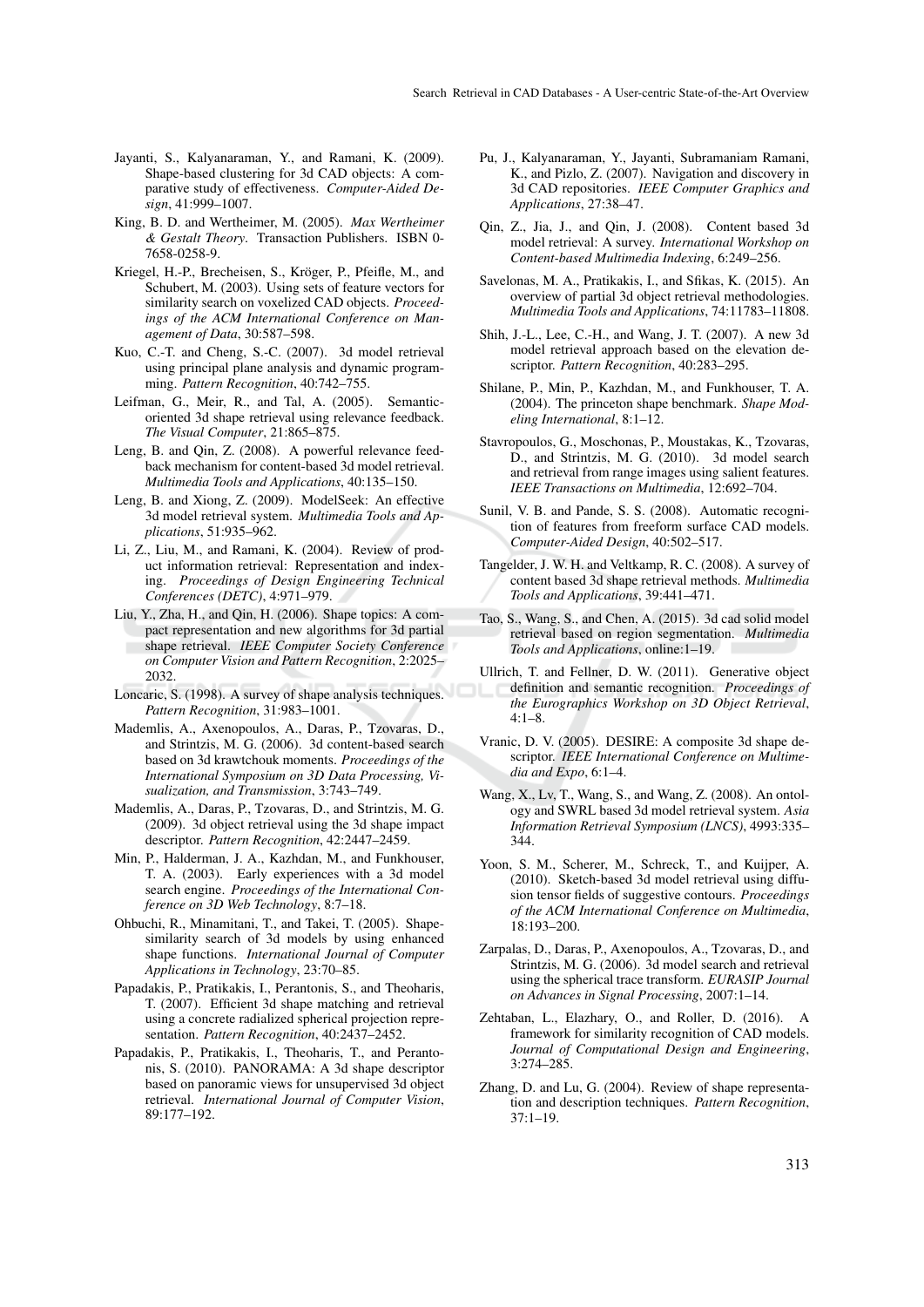Jayanti, S., Kalyanaraman, Y., and Ramani, K. (2009). Shape-based clustering for 3d CAD objects: A comparative study of effectiveness. *Computer-Aided Design*, 41:999–1007.

King, B. D. and Wertheimer, M. (2005). *Max Wertheimer & Gestalt Theory*. Transaction Publishers. ISBN 0-7658-0258-9.

Kriegel, H.-P., Brecheisen, S., Kröger, P., Pfeifle, M., and Schubert, M. (2003). Using sets of feature vectors for similarity search on voxelized CAD objects. *Proceedings of the ACM International Conference on Management of Data*, 30:587–598.

Kuo, C.-T. and Cheng, S.-C. (2007). 3d model retrieval using principal plane analysis and dynamic programming. *Pattern Recognition*, 40:742–755.

Leifman, G., Meir, R., and Tal, A. (2005). Semantic-oriented 3d shape retrieval using relevance feedback. *The Visual Computer*, 21:865–875.

Leng, B. and Qin, Z. (2008). A powerful relevance feedback mechanism for content-based 3d model retrieval. *Multimedia Tools and Applications*, 40:135–150.

Leng, B. and Xiong, Z. (2009). ModelSeek: An effective 3d model retrieval system. *Multimedia Tools and Applications*, 51:935–962.

Li, Z., Liu, M., and Ramani, K. (2004). Review of product information retrieval: Representation and indexing. *Proceedings of Design Engineering Technical Conferences (DETC)*, 4:971–979.

Liu, Y., Zha, H., and Qin, H. (2006). Shape topics: A compact representation and new algorithms for 3d partial shape retrieval. *IEEE Computer Society Conference on Computer Vision and Pattern Recognition*, 2:2025–2032.

Loncaric, S. (1998). A survey of shape analysis techniques. *Pattern Recognition*, 31:983–1001.

Mademlis, A., Axenopoulos, A., Daras, P., Tzovaras, D., and Strintzis, M. G. (2006). 3d content-based search based on 3d krawtchouk moments. *Proceedings of the International Symposium on 3D Data Processing, Visualization, and Transmission*, 3:743–749.

Mademlis, A., Daras, P., Tzovaras, D., and Strintzis, M. G. (2009). 3d object retrieval using the 3d shape impact descriptor. *Pattern Recognition*, 42:2447–2459.

Min, P., Halderman, J. A., Kazhdan, M., and Funkhouser, T. A. (2003). Early experiences with a 3d model search engine. *Proceedings of the International Conference on 3D Web Technology*, 8:7–18.

Ohbuchi, R., Minamitani, T., and Takei, T. (2005). Shape-similarity search of 3d models by using enhanced shape functions. *International Journal of Computer Applications in Technology*, 23:70–85.

Papadakis, P., Pratikakis, I., Perantonis, S., and Theoharis, T. (2007). Efficient 3d shape matching and retrieval using a concrete radialized spherical projection representation. *Pattern Recognition*, 40:2437–2452.

Papadakis, P., Pratikakis, I., Theoharis, T., and Perantonis, S. (2010). PANORAMA: A 3d shape descriptor based on panoramic views for unsupervised 3d object retrieval. *International Journal of Computer Vision*, 89:177–192.

Pu, J., Kalyanaraman, Y., Jayanti, Subramaniam Ramani, K., and Pizlo, Z. (2007). Navigation and discovery in 3d CAD repositories. *IEEE Computer Graphics and Applications*, 27:38–47.

Qin, Z., Jia, J., and Qin, J. (2008). Content based 3d model retrieval: A survey. *International Workshop on Content-based Multimedia Indexing*, 6:249–256.

Savelonas, M. A., Pratikakis, I., and Sfikas, K. (2015). An overview of partial 3d object retrieval methodologies. *Multimedia Tools and Applications*, 74:11783–11808.

Shih, J.-L., Lee, C.-H., and Wang, J. T. (2007). A new 3d model retrieval approach based on the elevation descriptor. *Pattern Recognition*, 40:283–295.

Shilane, P., Min, P., Kazhdan, M., and Funkhouser, T. A. (2004). The princeton shape benchmark. *Shape Modeling International*, 8:1–12.

Stavropoulos, G., Moschonas, P., Moustakas, K., Tzovaras, D., and Strintzis, M. G. (2010). 3d model search and retrieval from range images using salient features. *IEEE Transactions on Multimedia*, 12:692–704.

Sunil, V. B. and Pande, S. S. (2008). Automatic recognition of features from freeform surface CAD models. *Computer-Aided Design*, 40:502–517.

Tangelder, J. W. H. and Veltkamp, R. C. (2008). A survey of content based 3d shape retrieval methods. *Multimedia Tools and Applications*, 39:441–471.

Tao, S., Wang, S., and Chen, A. (2015). 3d cad solid model retrieval based on region segmentation. *Multimedia Tools and Applications*, online:1–19.

Ullrich, T. and Fellner, D. W. (2011). Generative object definition and semantic recognition. *Proceedings of the Eurographics Workshop on 3D Object Retrieval*, 4:1–8.

Vranic, D. V. (2005). DESIRE: A composite 3d shape descriptor. *IEEE International Conference on Multimedia and Expo*, 6:1–4.

Wang, X., Lv, T., Wang, S., and Wang, Z. (2008). An ontology and SWRL based 3d model retrieval system. *Asia Information Retrieval Symposium (LNCS)*, 4993:335–344.

Yoon, S. M., Scherer, M., Schreck, T., and Kuijper, A. (2010). Sketch-based 3d model retrieval using diffusion tensor fields of suggestive contours. *Proceedings of the ACM International Conference on Multimedia*, 18:193–200.

Zarpalas, D., Daras, P., Axenopoulos, A., Tzovaras, D., and Strintzis, M. G. (2006). 3d model search and retrieval using the spherical trace transform. *EURASIP Journal on Advances in Signal Processing*, 2007:1–14.

Zehtaban, L., Elazhary, O., and Roller, D. (2016). A framework for similarity recognition of CAD models. *Journal of Computational Design and Engineering*, 3:274–285.

Zhang, D. and Lu, G. (2004). Review of shape representation and description techniques. *Pattern Recognition*, 37:1–19.